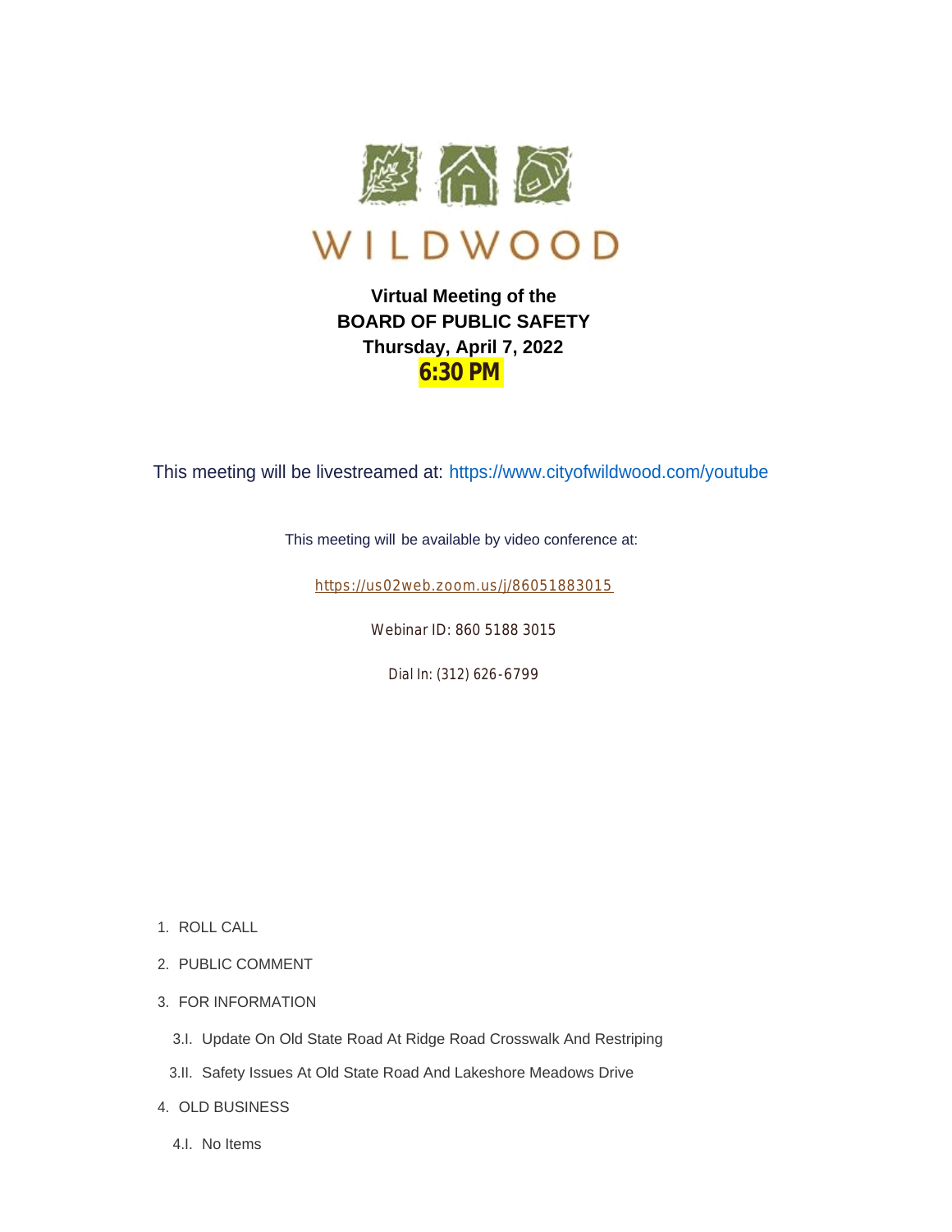WILDWOOD

**Virtual Meeting of the**
**BOARD OF PUBLIC SAFETY**
**Thursday, April 7, 2022**
**6:30 PM**

This meeting will be livestreamed at: https://www.cityofwildwood.com/youtube

This meeting will be available by video conference at:

https://us02web.zoom.us/j/86051883015

Webinar ID: 860 5188 3015

Dial In: (312) 626-6799

1. ROLL CALL
2. PUBLIC COMMENT
3. FOR INFORMATION
   - 3.I. Update On Old State Road At Ridge Road Crosswalk And Restriping
   - 3.II. Safety Issues At Old State Road And Lakeshore Meadows Drive
4. OLD BUSINESS
   - 4.I. No Items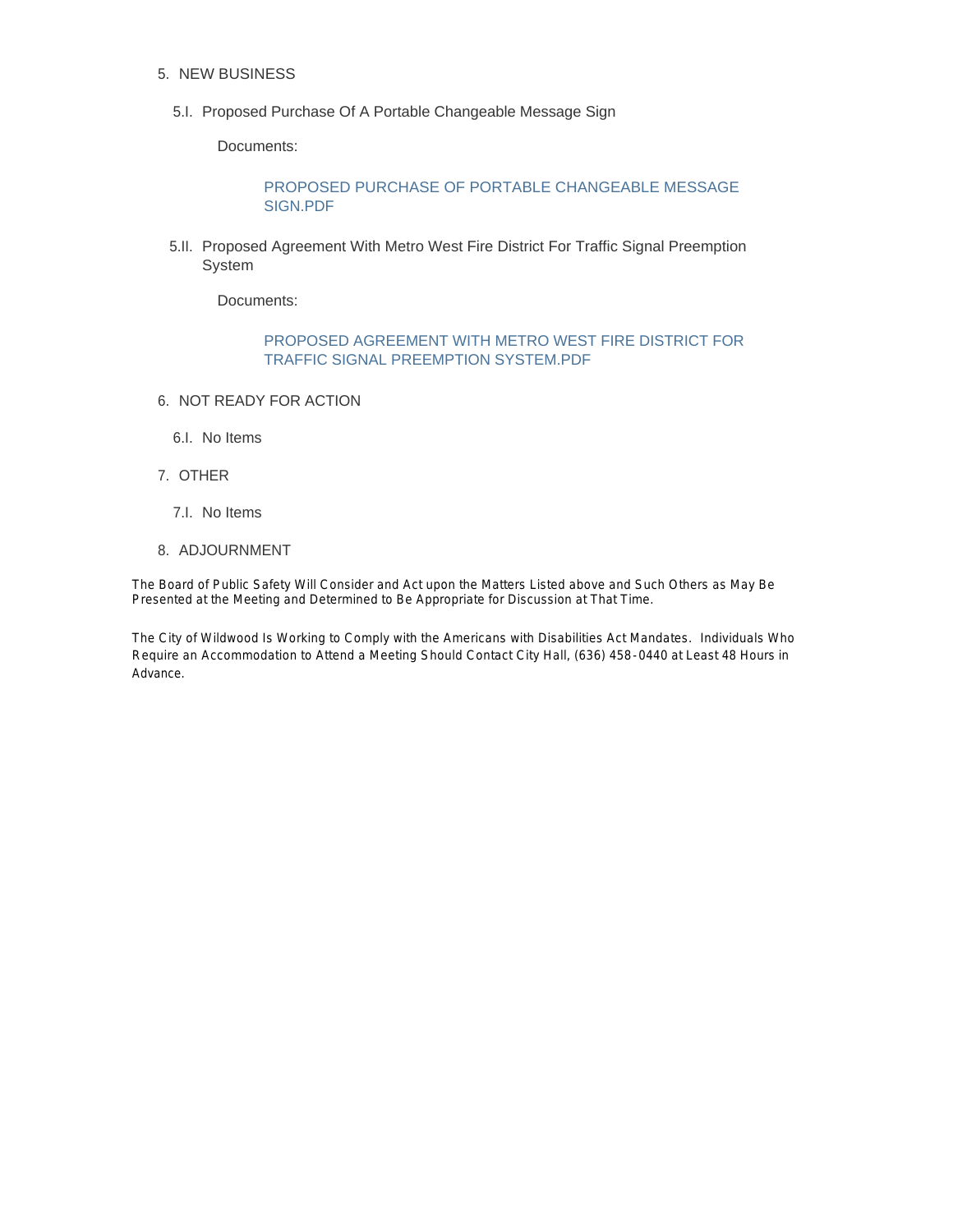5. NEW BUSINESS

    5.I. Proposed Purchase Of A Portable Changeable Message Sign

        Documents:

        PROPOSED PURCHASE OF PORTABLE CHANGEABLE MESSAGE SIGN.PDF

    5.II. Proposed Agreement With Metro West Fire District For Traffic Signal Preemption System

        Documents:

        PROPOSED AGREEMENT WITH METRO WEST FIRE DISTRICT FOR TRAFFIC SIGNAL PREEMPTION SYSTEM.PDF

6. NOT READY FOR ACTION

    6.I. No Items

7. OTHER

    7.I. No Items

8. ADJOURNMENT

The Board of Public Safety Will Consider and Act upon the Matters Listed above and Such Others as May Be Presented at the Meeting and Determined to Be Appropriate for Discussion at That Time.

The City of Wildwood Is Working to Comply with the Americans with Disabilities Act Mandates. Individuals Who Require an Accommodation to Attend a Meeting Should Contact City Hall, (636) 458-0440 at Least 48 Hours in Advance.